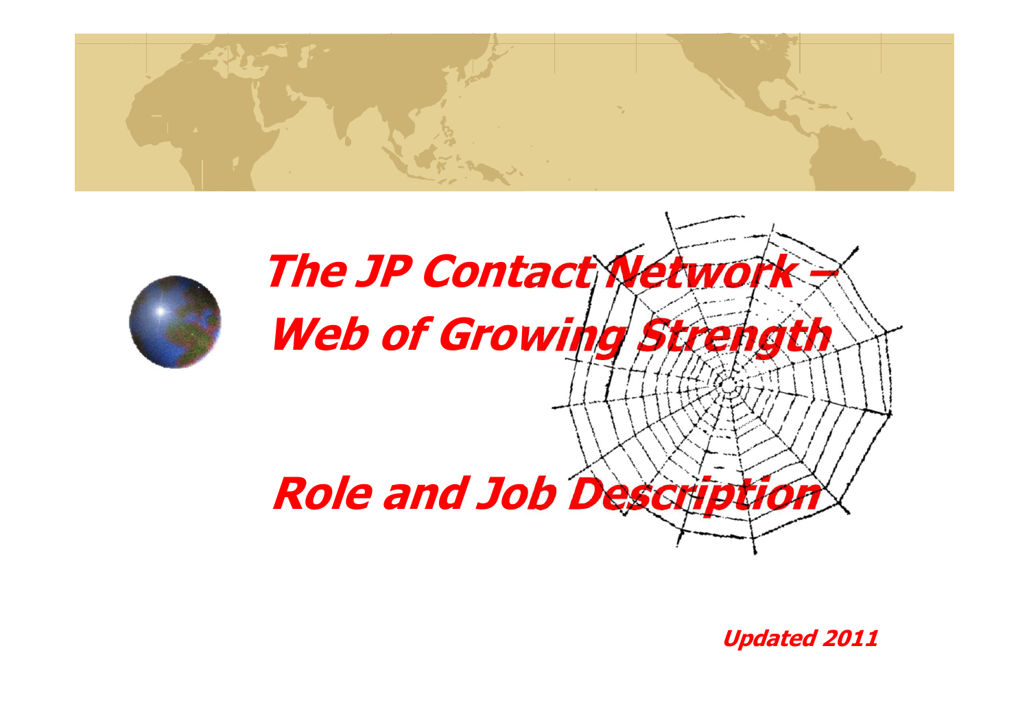# The JP Contact Network – Web of Growing Strength

## Role and Job Description

*Updated 2011*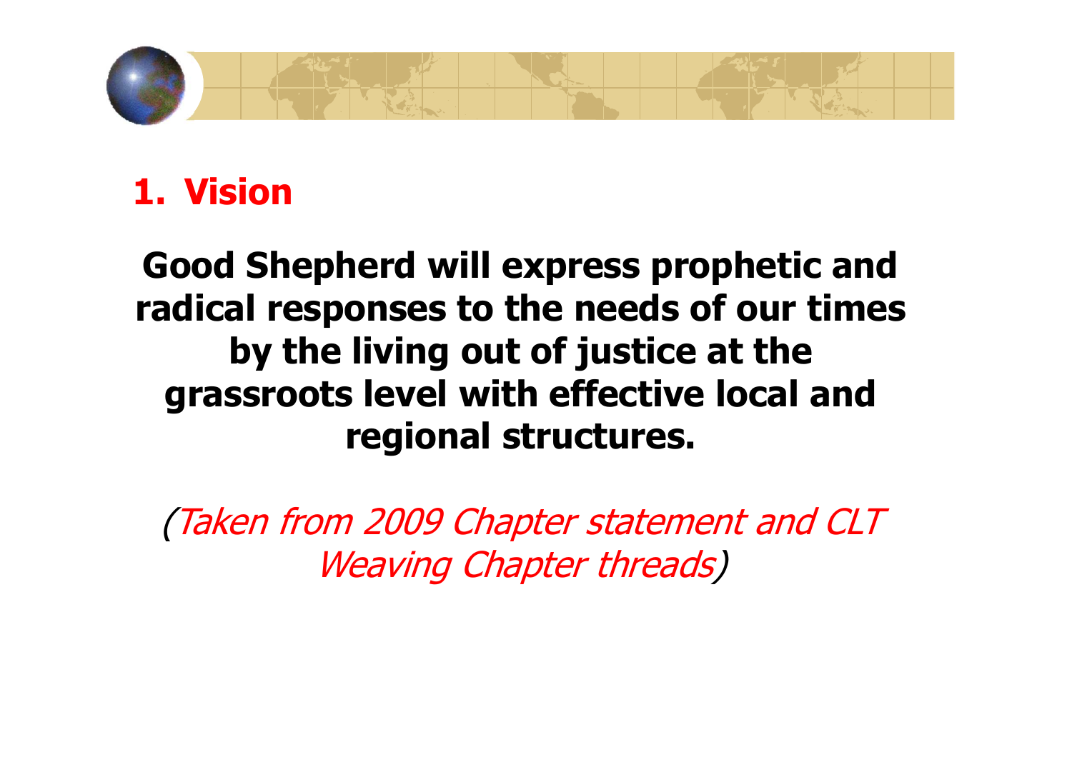## 1. Vision

**Good Shepherd will express prophetic and radical responses to the needs of our times by the living out of justice at the grassroots level with effective local and regional structures.**

*(Taken from 2009 Chapter statement and CLT Weaving Chapter threads)*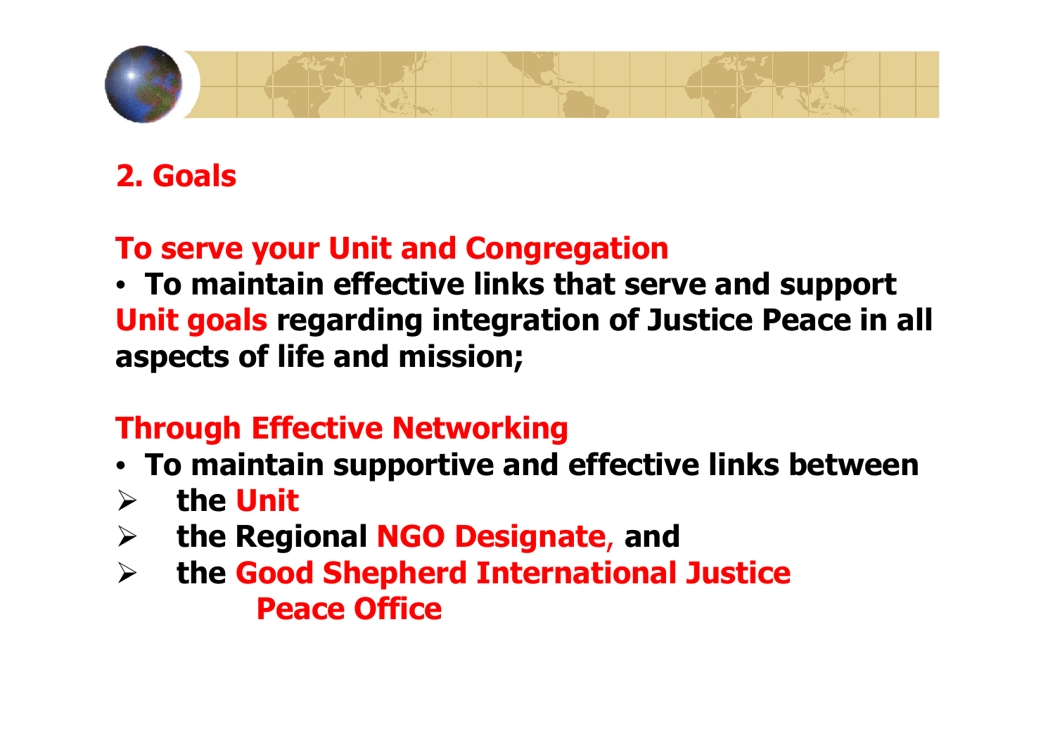## 2. Goals

### To serve your Unit and Congregation

- **To maintain effective links that serve and support Unit goals regarding integration of Justice Peace in all aspects of life and mission;**

### Through Effective Networking

- **To maintain supportive and effective links between**
  - **the Unit**
  - **the Regional NGO Designate, and**
  - **the Good Shepherd International Justice Peace Office**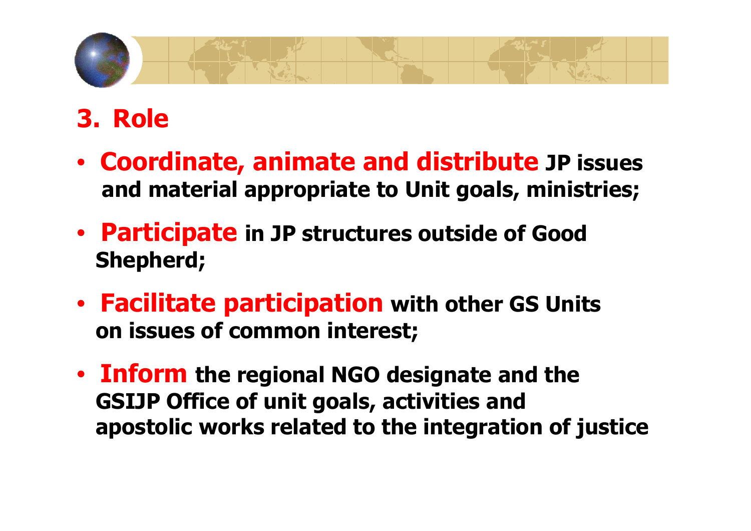## 3. Role

- **Coordinate, animate and distribute** JP issues and material appropriate to Unit goals, ministries;
- **Participate** in JP structures outside of Good Shepherd;
- **Facilitate participation** with other GS Units on issues of common interest;
- **Inform** the regional NGO designate and the GSIJP Office of unit goals, activities and apostolic works related to the integration of justice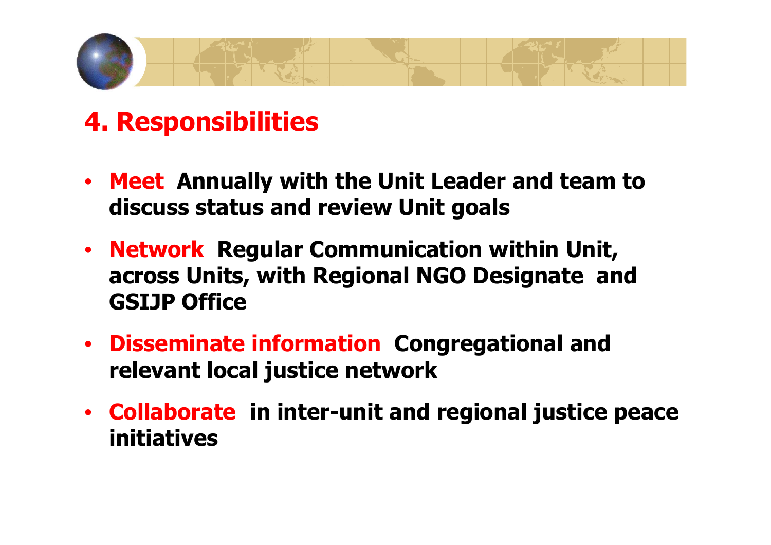## 4. Responsibilities

- **Meet Annually with the Unit Leader and team to discuss status and review Unit goals**
- **Network Regular Communication within Unit, across Units, with Regional NGO Designate and GSIJP Office**
- **Disseminate information Congregational and relevant local justice network**
- **Collaborate in inter-unit and regional justice peace initiatives**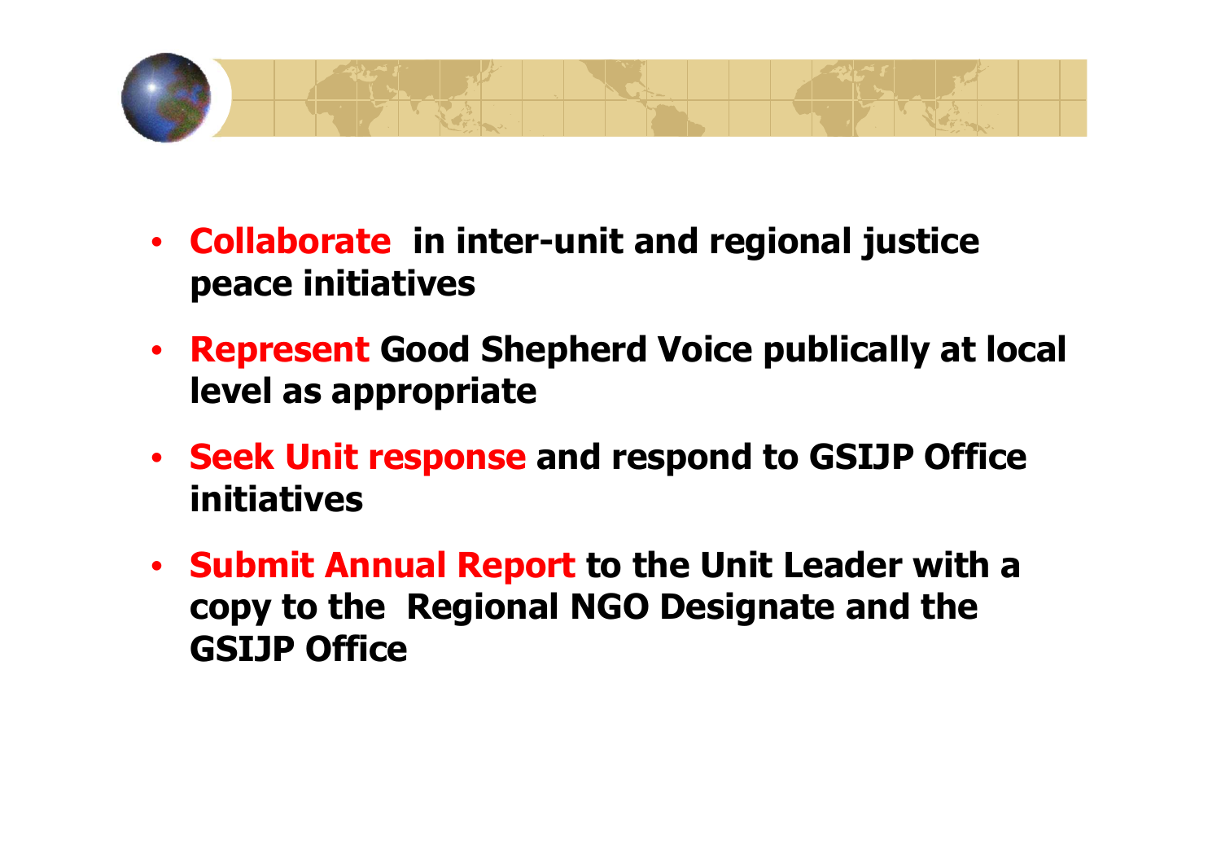- **Collaborate in inter-unit and regional justice peace initiatives**
- **Represent Good Shepherd Voice publically at local level as appropriate**
- **Seek Unit response and respond to GSIJP Office initiatives**
- **Submit Annual Report to the Unit Leader with a copy to the Regional NGO Designate and the GSIJP Office**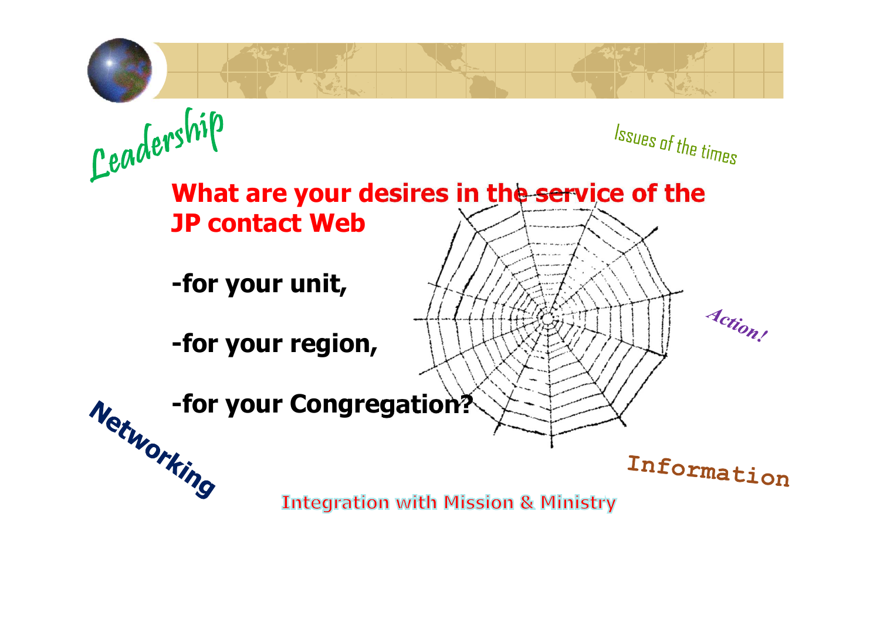Leadership

Issues of the times

**What are your desires in the service of the JP contact Web**

**-for your unit,**

**-for your region,**

**-for your Congregation?**

Action!

Networking

Information

Integration with Mission & Ministry